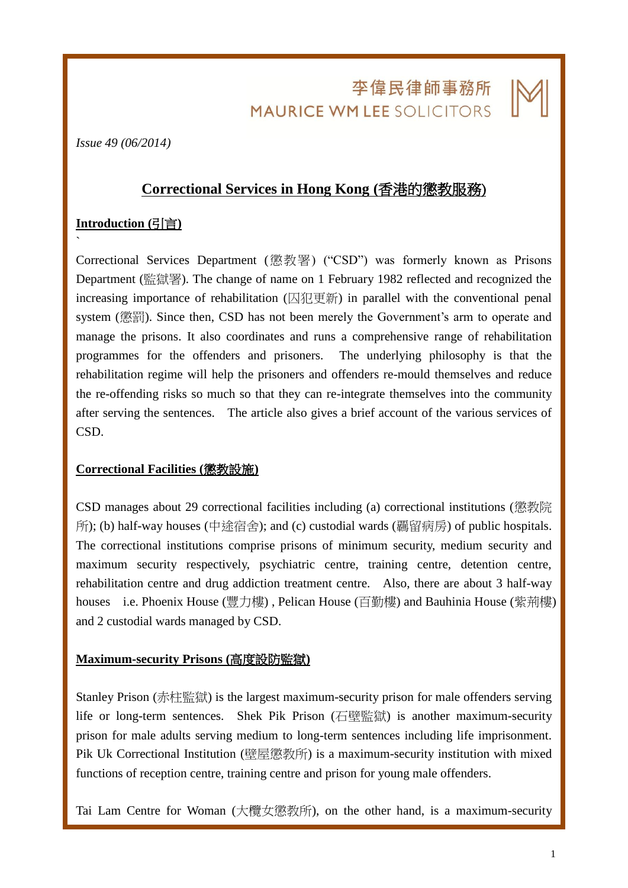李偉民律師事務所
MAURICE WM LEE SOLICITORS

*Issue 49 (06/2014)*

# Correctional Services in Hong Kong (香港的懲教服務)

## Introduction (引言)

`

Correctional Services Department (懲教署) ("CSD") was formerly known as Prisons Department (監獄署). The change of name on 1 February 1982 reflected and recognized the increasing importance of rehabilitation (囚犯更新) in parallel with the conventional penal system (懲罰). Since then, CSD has not been merely the Government's arm to operate and manage the prisons. It also coordinates and runs a comprehensive range of rehabilitation programmes for the offenders and prisoners. The underlying philosophy is that the rehabilitation regime will help the prisoners and offenders re-mould themselves and reduce the re-offending risks so much so that they can re-integrate themselves into the community after serving the sentences. The article also gives a brief account of the various services of CSD.

## Correctional Facilities (懲教設施)

CSD manages about 29 correctional facilities including (a) correctional institutions (懲教院所); (b) half-way houses (中途宿舍); and (c) custodial wards (羈留病房) of public hospitals. The correctional institutions comprise prisons of minimum security, medium security and maximum security respectively, psychiatric centre, training centre, detention centre, rehabilitation centre and drug addiction treatment centre. Also, there are about 3 half-way houses i.e. Phoenix House (豐力樓) , Pelican House (百勤樓) and Bauhinia House (紫荊樓) and 2 custodial wards managed by CSD.

## Maximum-security Prisons (高度設防監獄)

Stanley Prison (赤柱監獄) is the largest maximum-security prison for male offenders serving life or long-term sentences. Shek Pik Prison (石壁監獄) is another maximum-security prison for male adults serving medium to long-term sentences including life imprisonment. Pik Uk Correctional Institution (壁屋懲教所) is a maximum-security institution with mixed functions of reception centre, training centre and prison for young male offenders.

Tai Lam Centre for Woman (大欖女懲教所), on the other hand, is a maximum-security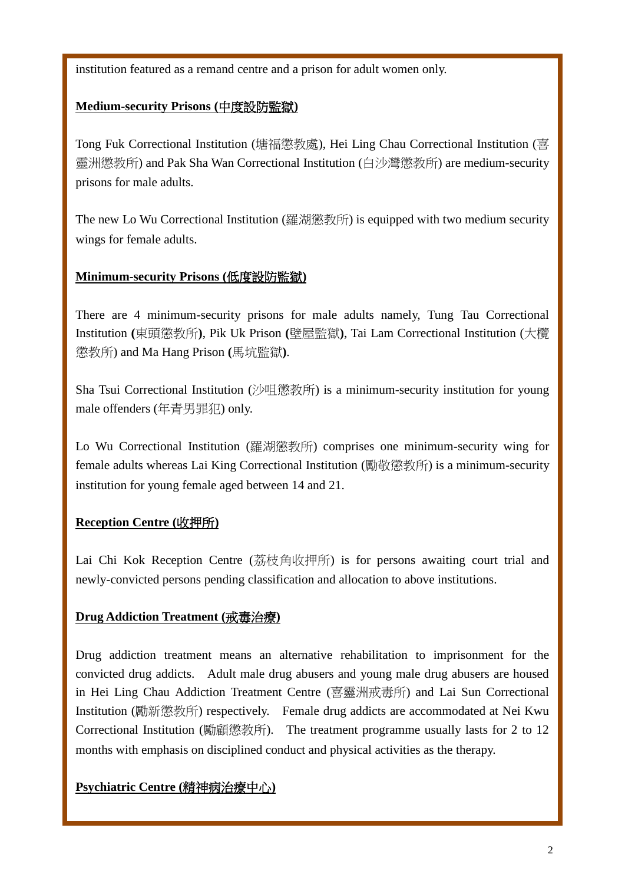institution featured as a remand centre and a prison for adult women only.

**Medium-security Prisons (中度設防監獄)**

Tong Fuk Correctional Institution (塘福懲教處), Hei Ling Chau Correctional Institution (喜靈洲懲教所) and Pak Sha Wan Correctional Institution (白沙灣懲教所) are medium-security prisons for male adults.

The new Lo Wu Correctional Institution (羅湖懲教所) is equipped with two medium security wings for female adults.

**Minimum-security Prisons (低度設防監獄)**

There are 4 minimum-security prisons for male adults namely, Tung Tau Correctional Institution **(**東頭懲教所**)**, Pik Uk Prison **(**壁屋監獄**)**, Tai Lam Correctional Institution (大欖懲教所) and Ma Hang Prison **(**馬坑監獄**)**.

Sha Tsui Correctional Institution (沙咀懲教所) is a minimum-security institution for young male offenders (年青男罪犯) only.

Lo Wu Correctional Institution (羅湖懲教所) comprises one minimum-security wing for female adults whereas Lai King Correctional Institution (勵敬懲教所) is a minimum-security institution for young female aged between 14 and 21.

**Reception Centre (收押所)**

Lai Chi Kok Reception Centre (荔枝角收押所) is for persons awaiting court trial and newly-convicted persons pending classification and allocation to above institutions.

**Drug Addiction Treatment (戒毒治療)**

Drug addiction treatment means an alternative rehabilitation to imprisonment for the convicted drug addicts. Adult male drug abusers and young male drug abusers are housed in Hei Ling Chau Addiction Treatment Centre (喜靈洲戒毒所) and Lai Sun Correctional Institution (勵新懲教所) respectively. Female drug addicts are accommodated at Nei Kwu Correctional Institution (勵顧懲教所). The treatment programme usually lasts for 2 to 12 months with emphasis on disciplined conduct and physical activities as the therapy.

**Psychiatric Centre (精神病治療中心)**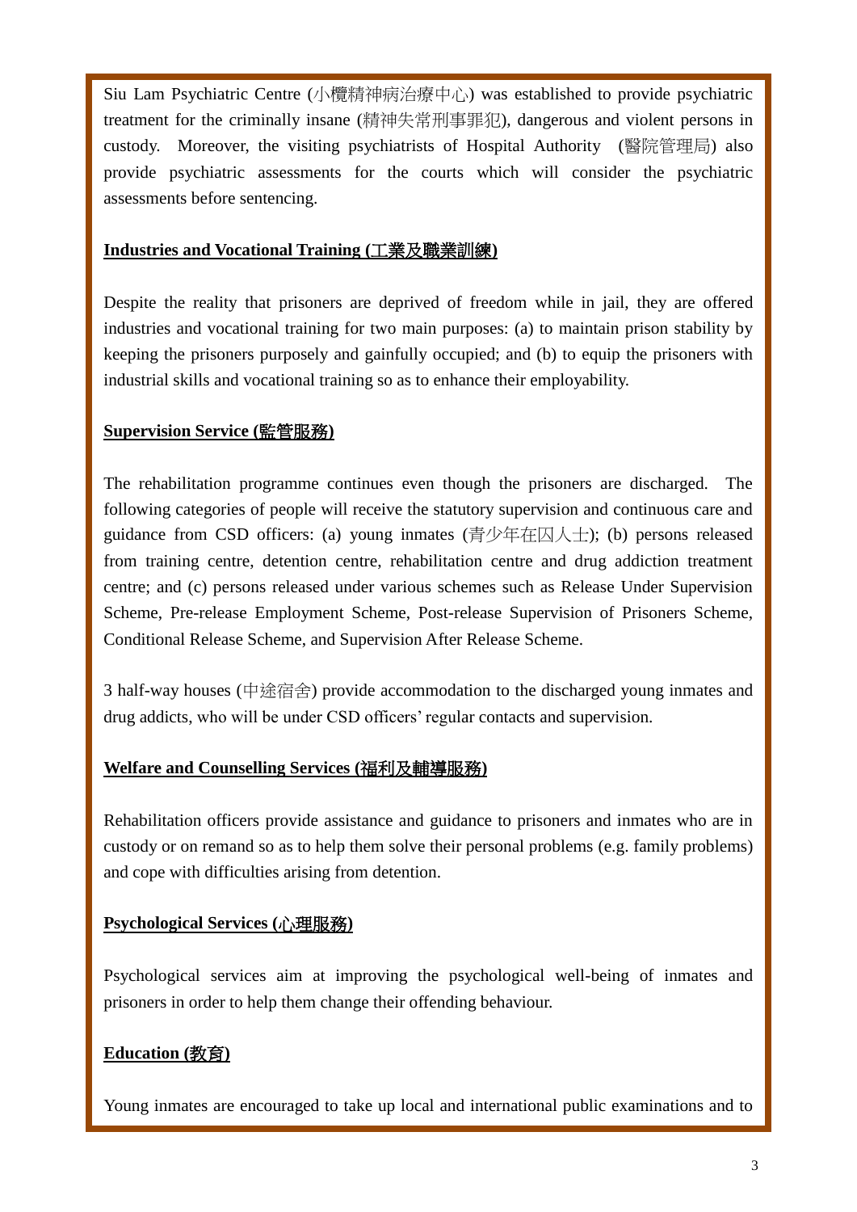Siu Lam Psychiatric Centre (小欖精神病治療中心) was established to provide psychiatric treatment for the criminally insane (精神失常刑事罪犯), dangerous and violent persons in custody. Moreover, the visiting psychiatrists of Hospital Authority (醫院管理局) also provide psychiatric assessments for the courts which will consider the psychiatric assessments before sentencing.

**Industries and Vocational Training (工業及職業訓練)**

Despite the reality that prisoners are deprived of freedom while in jail, they are offered industries and vocational training for two main purposes: (a) to maintain prison stability by keeping the prisoners purposely and gainfully occupied; and (b) to equip the prisoners with industrial skills and vocational training so as to enhance their employability.

**Supervision Service (監管服務)**

The rehabilitation programme continues even though the prisoners are discharged. The following categories of people will receive the statutory supervision and continuous care and guidance from CSD officers: (a) young inmates (青少年在囚人士); (b) persons released from training centre, detention centre, rehabilitation centre and drug addiction treatment centre; and (c) persons released under various schemes such as Release Under Supervision Scheme, Pre-release Employment Scheme, Post-release Supervision of Prisoners Scheme, Conditional Release Scheme, and Supervision After Release Scheme.

3 half-way houses (中途宿舍) provide accommodation to the discharged young inmates and drug addicts, who will be under CSD officers' regular contacts and supervision.

**Welfare and Counselling Services (福利及輔導服務)**

Rehabilitation officers provide assistance and guidance to prisoners and inmates who are in custody or on remand so as to help them solve their personal problems (e.g. family problems) and cope with difficulties arising from detention.

**Psychological Services (心理服務)**

Psychological services aim at improving the psychological well-being of inmates and prisoners in order to help them change their offending behaviour.

**Education (教育)**

Young inmates are encouraged to take up local and international public examinations and to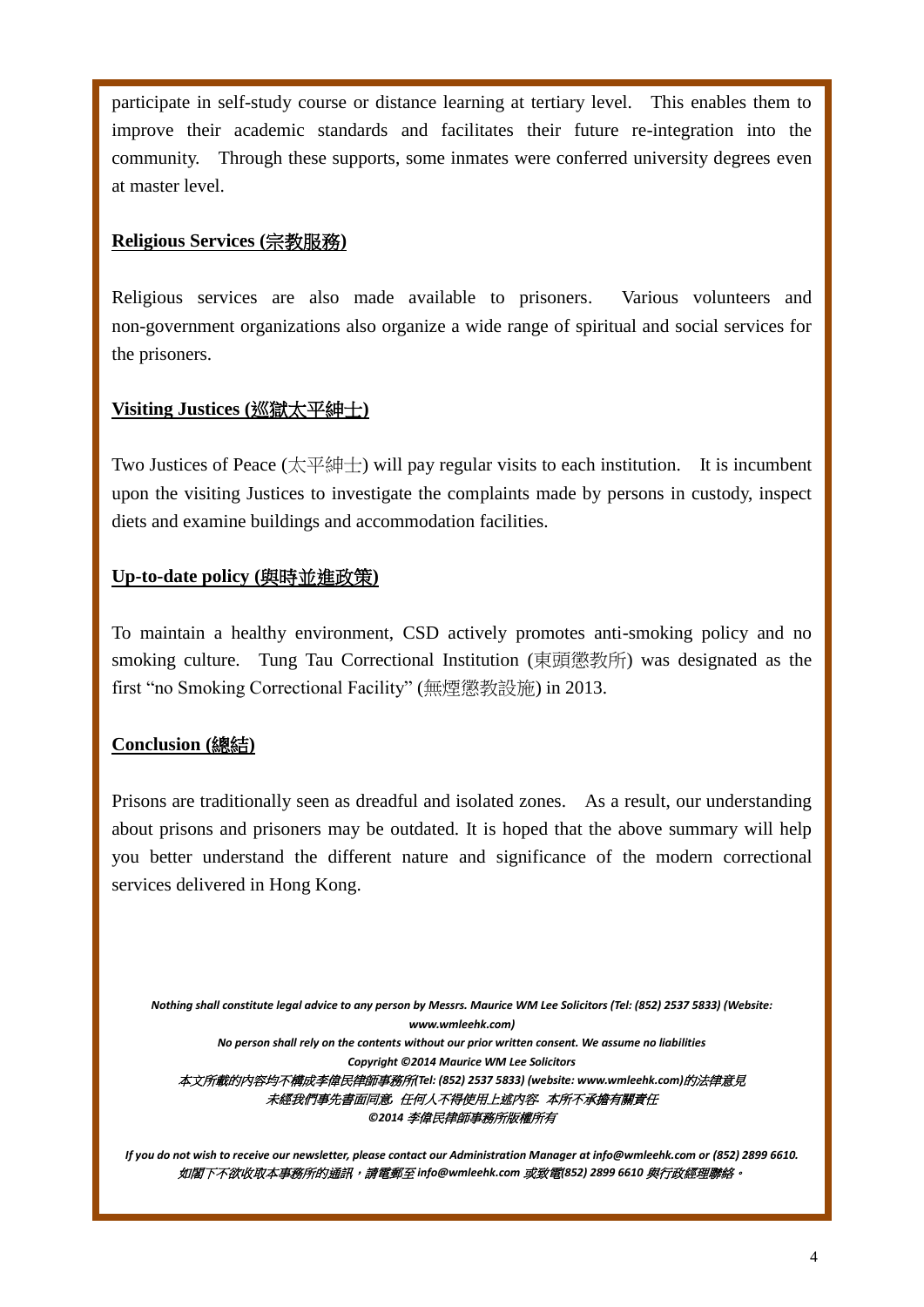participate in self-study course or distance learning at tertiary level. This enables them to improve their academic standards and facilitates their future re-integration into the community. Through these supports, some inmates were conferred university degrees even at master level.

**Religious Services (宗教服務)**

Religious services are also made available to prisoners. Various volunteers and non-government organizations also organize a wide range of spiritual and social services for the prisoners.

**Visiting Justices (巡獄太平紳士)**

Two Justices of Peace (太平紳士) will pay regular visits to each institution. It is incumbent upon the visiting Justices to investigate the complaints made by persons in custody, inspect diets and examine buildings and accommodation facilities.

**Up-to-date policy (與時並進政策)**

To maintain a healthy environment, CSD actively promotes anti-smoking policy and no smoking culture. Tung Tau Correctional Institution (東頭懲教所) was designated as the first "no Smoking Correctional Facility" (無煙懲教設施) in 2013.

**Conclusion (總結)**

Prisons are traditionally seen as dreadful and isolated zones. As a result, our understanding about prisons and prisoners may be outdated. It is hoped that the above summary will help you better understand the different nature and significance of the modern correctional services delivered in Hong Kong.

***Nothing shall constitute legal advice to any person by Messrs. Maurice WM Lee Solicitors (Tel: (852) 2537 5833) (Website: www.wmleehk.com)***
***No person shall rely on the contents without our prior written consent. We assume no liabilities***
***Copyright ©2014 Maurice WM Lee Solicitors***
***本文所載的內容均不構成李偉民律師事務所(Tel: (852) 2537 5833) (website: www.wmleehk.com)的法律意見***
***未經我們事先書面同意，任何人不得使用上述內容. 本所不承擔有關責任***
***©2014 李偉民律師事務所版權所有***

***If you do not wish to receive our newsletter, please contact our Administration Manager at info@wmleehk.com or (852) 2899 6610.***
***如閣下不欲收取本事務所的通訊，請電郵至 info@wmleehk.com 或致電(852) 2899 6610 與行政經理聯絡。***